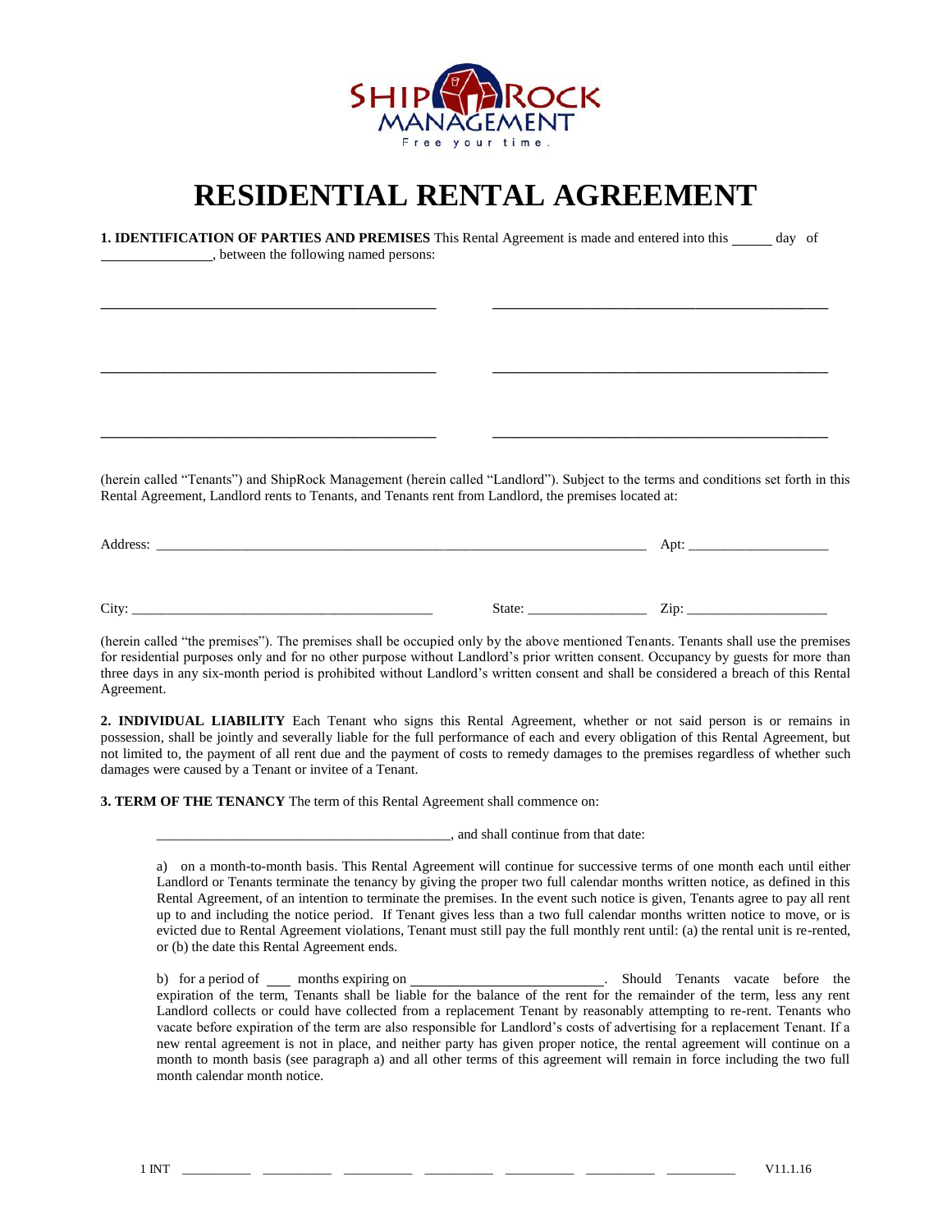SHIP ROCK MANAGEMENT

Free your time.

# RESIDENTIAL RENTAL AGREEMENT

**1. IDENTIFICATION OF PARTIES AND PREMISES** This Rental Agreement is made and entered into this _____ day of _______________, between the following named persons:

_____________________________________________ _____________________________________________

_____________________________________________ _____________________________________________

_____________________________________________ _____________________________________________

(herein called "Tenants") and ShipRock Management (herein called "Landlord"). Subject to the terms and conditions set forth in this Rental Agreement, Landlord rents to Tenants, and Tenants rent from Landlord, the premises located at:

Address: _________________________________________________________________ Apt: ___________________

City: ________________________________________ State: ________________ Zip: ___________________

(herein called "the premises"). The premises shall be occupied only by the above mentioned Tenants. Tenants shall use the premises for residential purposes only and for no other purpose without Landlord's prior written consent. Occupancy by guests for more than three days in any six-month period is prohibited without Landlord's written consent and shall be considered a breach of this Rental Agreement.

**2. INDIVIDUAL LIABILITY** Each Tenant who signs this Rental Agreement, whether or not said person is or remains in possession, shall be jointly and severally liable for the full performance of each and every obligation of this Rental Agreement, but not limited to, the payment of all rent due and the payment of costs to remedy damages to the premises regardless of whether such damages were caused by a Tenant or invitee of a Tenant.

**3. TERM OF THE TENANCY** The term of this Rental Agreement shall commence on:

_________________________________________, and shall continue from that date:

a) on a month-to-month basis. This Rental Agreement will continue for successive terms of one month each until either Landlord or Tenants terminate the tenancy by giving the proper two full calendar months written notice, as defined in this Rental Agreement, of an intention to terminate the premises. In the event such notice is given, Tenants agree to pay all rent up to and including the notice period. If Tenant gives less than a two full calendar months written notice to move, or is evicted due to Rental Agreement violations, Tenant must still pay the full monthly rent until: (a) the rental unit is re-rented, or (b) the date this Rental Agreement ends.

b) for a period of ___ months expiring on __________________________. Should Tenants vacate before the expiration of the term, Tenants shall be liable for the balance of the rent for the remainder of the term, less any rent Landlord collects or could have collected from a replacement Tenant by reasonably attempting to re-rent. Tenants who vacate before expiration of the term are also responsible for Landlord's costs of advertising for a replacement Tenant. If a new rental agreement is not in place, and neither party has given proper notice, the rental agreement will continue on a month to month basis (see paragraph a) and all other terms of this agreement will remain in force including the two full month calendar month notice.

1 INT __________ __________ __________ __________ __________ __________ __________ V11.1.16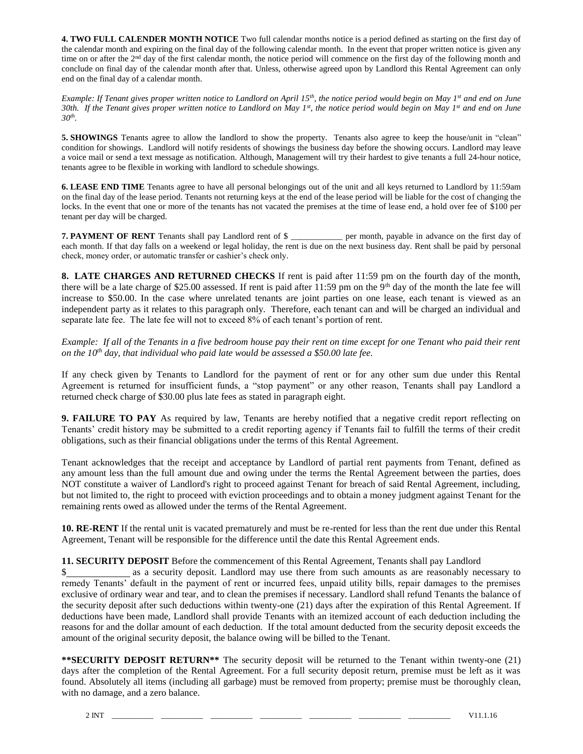**4. TWO FULL CALENDER MONTH NOTICE** Two full calendar months notice is a period defined as starting on the first day of the calendar month and expiring on the final day of the following calendar month. In the event that proper written notice is given any time on or after the 2nd day of the first calendar month, the notice period will commence on the first day of the following month and conclude on final day of the calendar month after that. Unless, otherwise agreed upon by Landlord this Rental Agreement can only end on the final day of a calendar month.

*Example: If Tenant gives proper written notice to Landlord on April 15th, the notice period would begin on May 1st and end on June 30th. If the Tenant gives proper written notice to Landlord on May 1st, the notice period would begin on May 1st and end on June 30th.*

**5. SHOWINGS** Tenants agree to allow the landlord to show the property. Tenants also agree to keep the house/unit in "clean" condition for showings. Landlord will notify residents of showings the business day before the showing occurs. Landlord may leave a voice mail or send a text message as notification. Although, Management will try their hardest to give tenants a full 24-hour notice, tenants agree to be flexible in working with landlord to schedule showings.

**6. LEASE END TIME** Tenants agree to have all personal belongings out of the unit and all keys returned to Landlord by 11:59am on the final day of the lease period. Tenants not returning keys at the end of the lease period will be liable for the cost of changing the locks. In the event that one or more of the tenants has not vacated the premises at the time of lease end, a hold over fee of $100 per tenant per day will be charged.

**7. PAYMENT OF RENT** Tenants shall pay Landlord rent of $ ____________ per month, payable in advance on the first day of each month. If that day falls on a weekend or legal holiday, the rent is due on the next business day. Rent shall be paid by personal check, money order, or automatic transfer or cashier's check only.

**8. LATE CHARGES AND RETURNED CHECKS** If rent is paid after 11:59 pm on the fourth day of the month, there will be a late charge of $25.00 assessed. If rent is paid after 11:59 pm on the 9th day of the month the late fee will increase to $50.00. In the case where unrelated tenants are joint parties on one lease, each tenant is viewed as an independent party as it relates to this paragraph only. Therefore, each tenant can and will be charged an individual and separate late fee. The late fee will not to exceed 8% of each tenant's portion of rent.

*Example: If all of the Tenants in a five bedroom house pay their rent on time except for one Tenant who paid their rent on the 10th day, that individual who paid late would be assessed a $50.00 late fee.*

If any check given by Tenants to Landlord for the payment of rent or for any other sum due under this Rental Agreement is returned for insufficient funds, a "stop payment" or any other reason, Tenants shall pay Landlord a returned check charge of $30.00 plus late fees as stated in paragraph eight.

**9. FAILURE TO PAY** As required by law, Tenants are hereby notified that a negative credit report reflecting on Tenants' credit history may be submitted to a credit reporting agency if Tenants fail to fulfill the terms of their credit obligations, such as their financial obligations under the terms of this Rental Agreement.

Tenant acknowledges that the receipt and acceptance by Landlord of partial rent payments from Tenant, defined as any amount less than the full amount due and owing under the terms the Rental Agreement between the parties, does NOT constitute a waiver of Landlord's right to proceed against Tenant for breach of said Rental Agreement, including, but not limited to, the right to proceed with eviction proceedings and to obtain a money judgment against Tenant for the remaining rents owed as allowed under the terms of the Rental Agreement.

**10. RE-RENT** If the rental unit is vacated prematurely and must be re-rented for less than the rent due under this Rental Agreement, Tenant will be responsible for the difference until the date this Rental Agreement ends.

**11. SECURITY DEPOSIT** Before the commencement of this Rental Agreement, Tenants shall pay Landlord $_____________ as a security deposit. Landlord may use there from such amounts as are reasonably necessary to remedy Tenants' default in the payment of rent or incurred fees, unpaid utility bills, repair damages to the premises exclusive of ordinary wear and tear, and to clean the premises if necessary. Landlord shall refund Tenants the balance of the security deposit after such deductions within twenty-one (21) days after the expiration of this Rental Agreement. If deductions have been made, Landlord shall provide Tenants with an itemized account of each deduction including the reasons for and the dollar amount of each deduction. If the total amount deducted from the security deposit exceeds the amount of the original security deposit, the balance owing will be billed to the Tenant.

**\*\*SECURITY DEPOSIT RETURN\*\*** The security deposit will be returned to the Tenant within twenty-one (21) days after the completion of the Rental Agreement. For a full security deposit return, premise must be left as it was found. Absolutely all items (including all garbage) must be removed from property; premise must be thoroughly clean, with no damage, and a zero balance.

2 INT __________ __________ __________ __________ __________ __________ __________ V11.1.16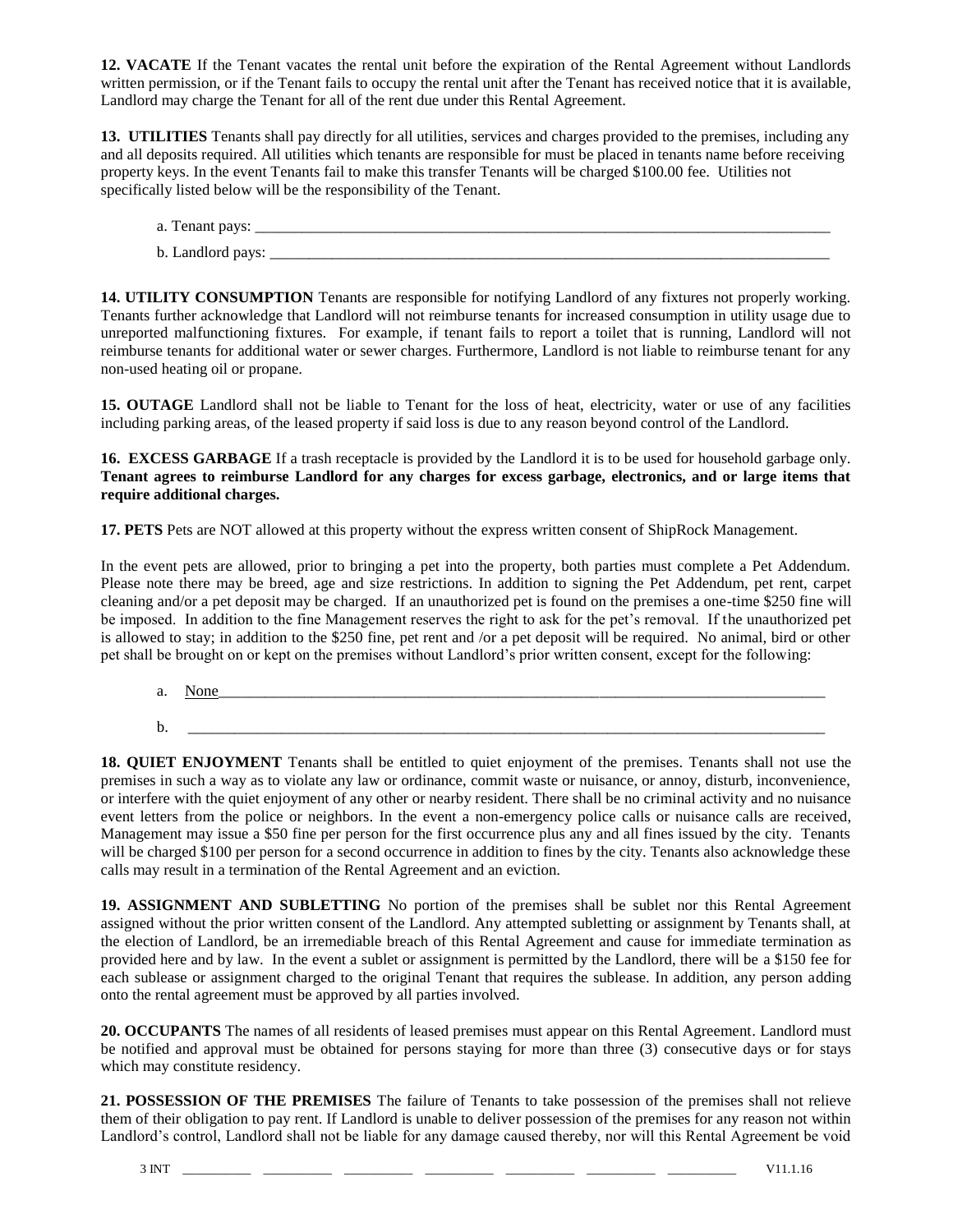**12. VACATE** If the Tenant vacates the rental unit before the expiration of the Rental Agreement without Landlords written permission, or if the Tenant fails to occupy the rental unit after the Tenant has received notice that it is available, Landlord may charge the Tenant for all of the rent due under this Rental Agreement.

**13. UTILITIES** Tenants shall pay directly for all utilities, services and charges provided to the premises, including any and all deposits required. All utilities which tenants are responsible for must be placed in tenants name before receiving property keys. In the event Tenants fail to make this transfer Tenants will be charged $100.00 fee. Utilities not specifically listed below will be the responsibility of the Tenant.

a. Tenant pays: ______________________________________________________________________________

b. Landlord pays: ____________________________________________________________________________

**14. UTILITY CONSUMPTION** Tenants are responsible for notifying Landlord of any fixtures not properly working. Tenants further acknowledge that Landlord will not reimburse tenants for increased consumption in utility usage due to unreported malfunctioning fixtures. For example, if tenant fails to report a toilet that is running, Landlord will not reimburse tenants for additional water or sewer charges. Furthermore, Landlord is not liable to reimburse tenant for any non-used heating oil or propane.

**15. OUTAGE** Landlord shall not be liable to Tenant for the loss of heat, electricity, water or use of any facilities including parking areas, of the leased property if said loss is due to any reason beyond control of the Landlord.

**16. EXCESS GARBAGE** If a trash receptacle is provided by the Landlord it is to be used for household garbage only. **Tenant agrees to reimburse Landlord for any charges for excess garbage, electronics, and or large items that require additional charges.**

**17. PETS** Pets are NOT allowed at this property without the express written consent of ShipRock Management.

In the event pets are allowed, prior to bringing a pet into the property, both parties must complete a Pet Addendum. Please note there may be breed, age and size restrictions. In addition to signing the Pet Addendum, pet rent, carpet cleaning and/or a pet deposit may be charged. If an unauthorized pet is found on the premises a one-time $250 fine will be imposed. In addition to the fine Management reserves the right to ask for the pet's removal. If the unauthorized pet is allowed to stay; in addition to the $250 fine, pet rent and /or a pet deposit will be required. No animal, bird or other pet shall be brought on or kept on the premises without Landlord's prior written consent, except for the following:

a. None______________________________________________________________________________

b. __________________________________________________________________________________

**18. QUIET ENJOYMENT** Tenants shall be entitled to quiet enjoyment of the premises. Tenants shall not use the premises in such a way as to violate any law or ordinance, commit waste or nuisance, or annoy, disturb, inconvenience, or interfere with the quiet enjoyment of any other or nearby resident. There shall be no criminal activity and no nuisance event letters from the police or neighbors. In the event a non-emergency police calls or nuisance calls are received, Management may issue a $50 fine per person for the first occurrence plus any and all fines issued by the city. Tenants will be charged $100 per person for a second occurrence in addition to fines by the city. Tenants also acknowledge these calls may result in a termination of the Rental Agreement and an eviction.

**19. ASSIGNMENT AND SUBLETTING** No portion of the premises shall be sublet nor this Rental Agreement assigned without the prior written consent of the Landlord. Any attempted subletting or assignment by Tenants shall, at the election of Landlord, be an irremediable breach of this Rental Agreement and cause for immediate termination as provided here and by law. In the event a sublet or assignment is permitted by the Landlord, there will be a $150 fee for each sublease or assignment charged to the original Tenant that requires the sublease. In addition, any person adding onto the rental agreement must be approved by all parties involved.

**20. OCCUPANTS** The names of all residents of leased premises must appear on this Rental Agreement. Landlord must be notified and approval must be obtained for persons staying for more than three (3) consecutive days or for stays which may constitute residency.

**21. POSSESSION OF THE PREMISES** The failure of Tenants to take possession of the premises shall not relieve them of their obligation to pay rent. If Landlord is unable to deliver possession of the premises for any reason not within Landlord's control, Landlord shall not be liable for any damage caused thereby, nor will this Rental Agreement be void

3 INT __________ __________ __________ __________ __________ __________ __________ V11.1.16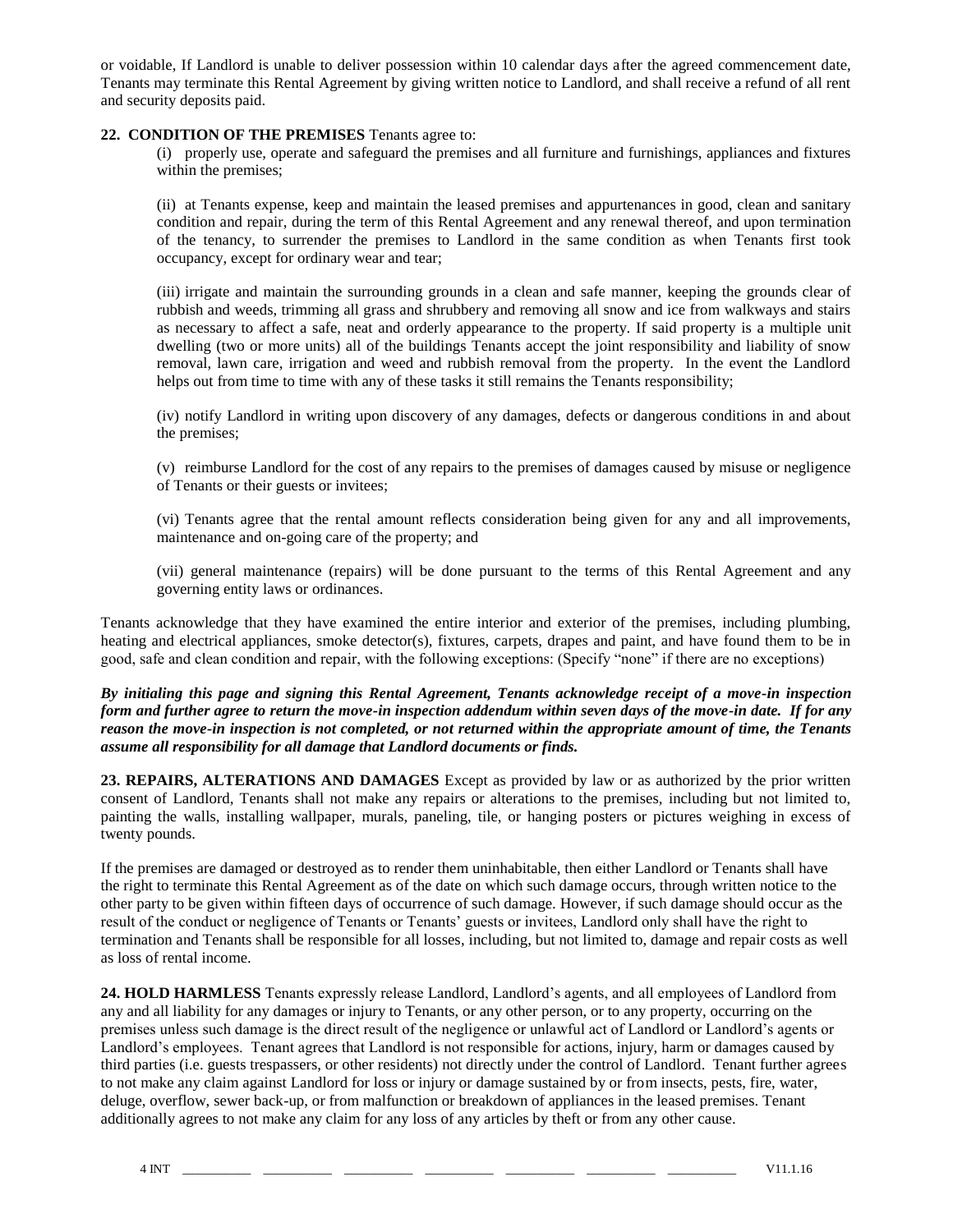or voidable, If Landlord is unable to deliver possession within 10 calendar days after the agreed commencement date, Tenants may terminate this Rental Agreement by giving written notice to Landlord, and shall receive a refund of all rent and security deposits paid.

**22. CONDITION OF THE PREMISES** Tenants agree to:

(i) properly use, operate and safeguard the premises and all furniture and furnishings, appliances and fixtures within the premises;

(ii) at Tenants expense, keep and maintain the leased premises and appurtenances in good, clean and sanitary condition and repair, during the term of this Rental Agreement and any renewal thereof, and upon termination of the tenancy, to surrender the premises to Landlord in the same condition as when Tenants first took occupancy, except for ordinary wear and tear;

(iii) irrigate and maintain the surrounding grounds in a clean and safe manner, keeping the grounds clear of rubbish and weeds, trimming all grass and shrubbery and removing all snow and ice from walkways and stairs as necessary to affect a safe, neat and orderly appearance to the property. If said property is a multiple unit dwelling (two or more units) all of the buildings Tenants accept the joint responsibility and liability of snow removal, lawn care, irrigation and weed and rubbish removal from the property. In the event the Landlord helps out from time to time with any of these tasks it still remains the Tenants responsibility;

(iv) notify Landlord in writing upon discovery of any damages, defects or dangerous conditions in and about the premises;

(v) reimburse Landlord for the cost of any repairs to the premises of damages caused by misuse or negligence of Tenants or their guests or invitees;

(vi) Tenants agree that the rental amount reflects consideration being given for any and all improvements, maintenance and on-going care of the property; and

(vii) general maintenance (repairs) will be done pursuant to the terms of this Rental Agreement and any governing entity laws or ordinances.

Tenants acknowledge that they have examined the entire interior and exterior of the premises, including plumbing, heating and electrical appliances, smoke detector(s), fixtures, carpets, drapes and paint, and have found them to be in good, safe and clean condition and repair, with the following exceptions: (Specify "none" if there are no exceptions)

***By initialing this page and signing this Rental Agreement, Tenants acknowledge receipt of a move-in inspection form and further agree to return the move-in inspection addendum within seven days of the move-in date. If for any reason the move-in inspection is not completed, or not returned within the appropriate amount of time, the Tenants assume all responsibility for all damage that Landlord documents or finds.***

**23. REPAIRS, ALTERATIONS AND DAMAGES** Except as provided by law or as authorized by the prior written consent of Landlord, Tenants shall not make any repairs or alterations to the premises, including but not limited to, painting the walls, installing wallpaper, murals, paneling, tile, or hanging posters or pictures weighing in excess of twenty pounds.

If the premises are damaged or destroyed as to render them uninhabitable, then either Landlord or Tenants shall have the right to terminate this Rental Agreement as of the date on which such damage occurs, through written notice to the other party to be given within fifteen days of occurrence of such damage. However, if such damage should occur as the result of the conduct or negligence of Tenants or Tenants' guests or invitees, Landlord only shall have the right to termination and Tenants shall be responsible for all losses, including, but not limited to, damage and repair costs as well as loss of rental income.

**24. HOLD HARMLESS** Tenants expressly release Landlord, Landlord's agents, and all employees of Landlord from any and all liability for any damages or injury to Tenants, or any other person, or to any property, occurring on the premises unless such damage is the direct result of the negligence or unlawful act of Landlord or Landlord's agents or Landlord's employees. Tenant agrees that Landlord is not responsible for actions, injury, harm or damages caused by third parties (i.e. guests trespassers, or other residents) not directly under the control of Landlord. Tenant further agrees to not make any claim against Landlord for loss or injury or damage sustained by or from insects, pests, fire, water, deluge, overflow, sewer back-up, or from malfunction or breakdown of appliances in the leased premises. Tenant additionally agrees to not make any claim for any loss of any articles by theft or from any other cause.

4 INT __________ __________ __________ __________ __________ __________ __________ V11.1.16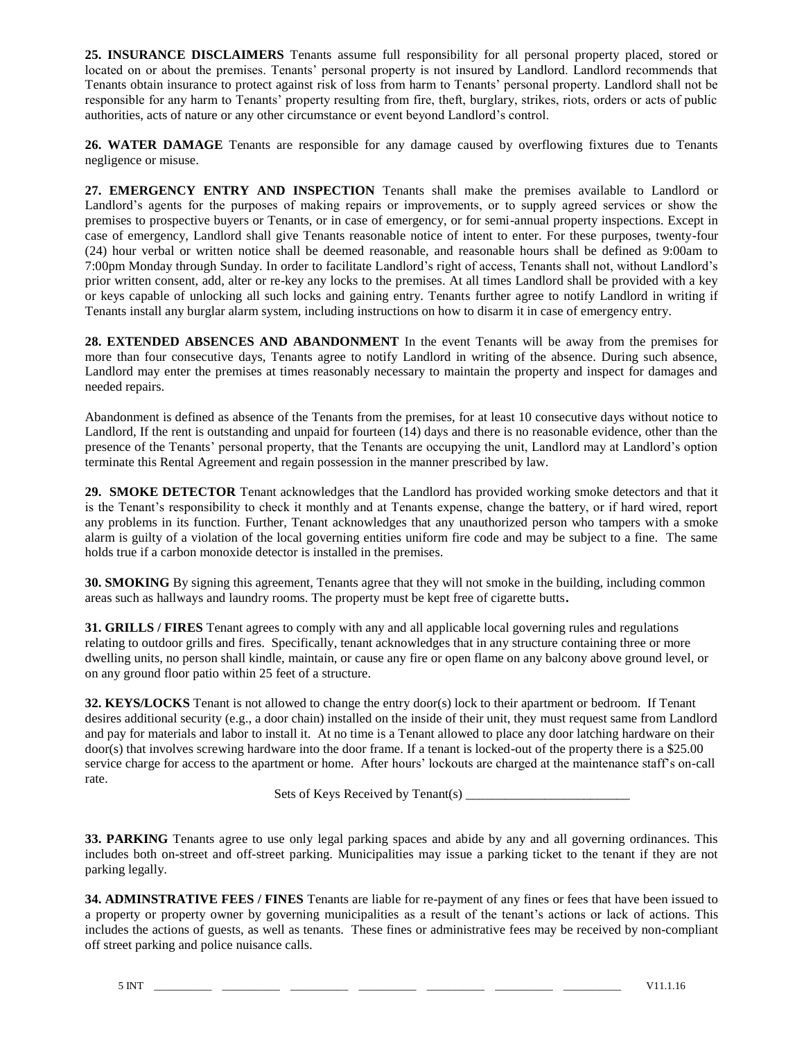**25. INSURANCE DISCLAIMERS** Tenants assume full responsibility for all personal property placed, stored or located on or about the premises. Tenants' personal property is not insured by Landlord. Landlord recommends that Tenants obtain insurance to protect against risk of loss from harm to Tenants' personal property. Landlord shall not be responsible for any harm to Tenants' property resulting from fire, theft, burglary, strikes, riots, orders or acts of public authorities, acts of nature or any other circumstance or event beyond Landlord's control.

**26. WATER DAMAGE** Tenants are responsible for any damage caused by overflowing fixtures due to Tenants negligence or misuse.

**27. EMERGENCY ENTRY AND INSPECTION** Tenants shall make the premises available to Landlord or Landlord's agents for the purposes of making repairs or improvements, or to supply agreed services or show the premises to prospective buyers or Tenants, or in case of emergency, or for semi-annual property inspections. Except in case of emergency, Landlord shall give Tenants reasonable notice of intent to enter. For these purposes, twenty-four (24) hour verbal or written notice shall be deemed reasonable, and reasonable hours shall be defined as 9:00am to 7:00pm Monday through Sunday. In order to facilitate Landlord's right of access, Tenants shall not, without Landlord's prior written consent, add, alter or re-key any locks to the premises. At all times Landlord shall be provided with a key or keys capable of unlocking all such locks and gaining entry. Tenants further agree to notify Landlord in writing if Tenants install any burglar alarm system, including instructions on how to disarm it in case of emergency entry.

**28. EXTENDED ABSENCES AND ABANDONMENT** In the event Tenants will be away from the premises for more than four consecutive days, Tenants agree to notify Landlord in writing of the absence. During such absence, Landlord may enter the premises at times reasonably necessary to maintain the property and inspect for damages and needed repairs.

Abandonment is defined as absence of the Tenants from the premises, for at least 10 consecutive days without notice to Landlord, If the rent is outstanding and unpaid for fourteen (14) days and there is no reasonable evidence, other than the presence of the Tenants' personal property, that the Tenants are occupying the unit, Landlord may at Landlord's option terminate this Rental Agreement and regain possession in the manner prescribed by law.

**29. SMOKE DETECTOR** Tenant acknowledges that the Landlord has provided working smoke detectors and that it is the Tenant's responsibility to check it monthly and at Tenants expense, change the battery, or if hard wired, report any problems in its function. Further, Tenant acknowledges that any unauthorized person who tampers with a smoke alarm is guilty of a violation of the local governing entities uniform fire code and may be subject to a fine. The same holds true if a carbon monoxide detector is installed in the premises.

**30. SMOKING** By signing this agreement, Tenants agree that they will not smoke in the building, including common areas such as hallways and laundry rooms. The property must be kept free of cigarette butts**.**

**31. GRILLS / FIRES** Tenant agrees to comply with any and all applicable local governing rules and regulations relating to outdoor grills and fires. Specifically, tenant acknowledges that in any structure containing three or more dwelling units, no person shall kindle, maintain, or cause any fire or open flame on any balcony above ground level, or on any ground floor patio within 25 feet of a structure.

**32. KEYS/LOCKS** Tenant is not allowed to change the entry door(s) lock to their apartment or bedroom. If Tenant desires additional security (e.g., a door chain) installed on the inside of their unit, they must request same from Landlord and pay for materials and labor to install it. At no time is a Tenant allowed to place any door latching hardware on their door(s) that involves screwing hardware into the door frame. If a tenant is locked-out of the property there is a $25.00 service charge for access to the apartment or home. After hours' lockouts are charged at the maintenance staff's on-call rate.

Sets of Keys Received by Tenant(s) _________________________

**33. PARKING** Tenants agree to use only legal parking spaces and abide by any and all governing ordinances. This includes both on-street and off-street parking. Municipalities may issue a parking ticket to the tenant if they are not parking legally.

**34. ADMINSTRATIVE FEES / FINES** Tenants are liable for re-payment of any fines or fees that have been issued to a property or property owner by governing municipalities as a result of the tenant's actions or lack of actions. This includes the actions of guests, as well as tenants. These fines or administrative fees may be received by non-compliant off street parking and police nuisance calls.

5 INT __________ __________ __________ __________ __________ __________ __________ V11.1.16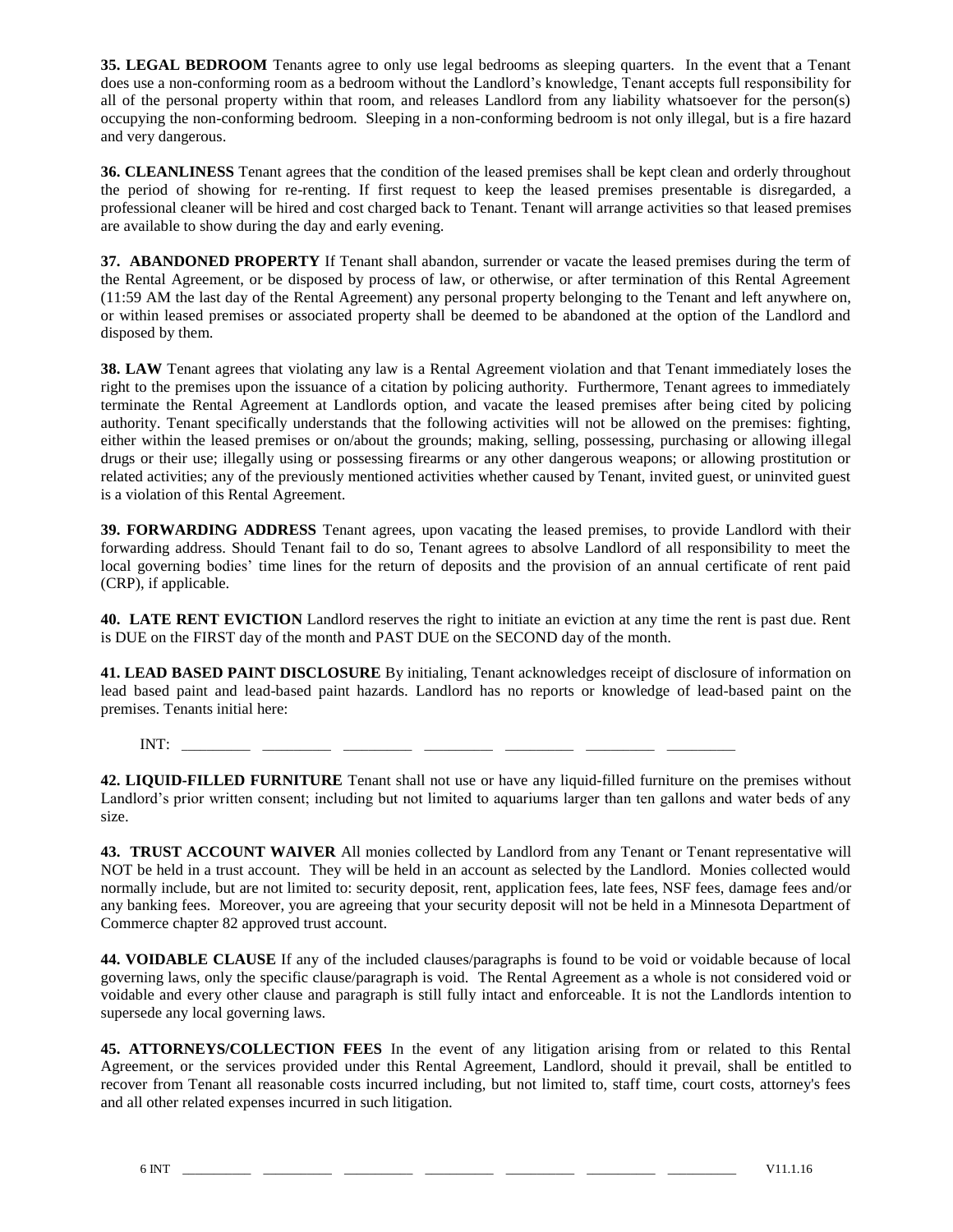**35. LEGAL BEDROOM** Tenants agree to only use legal bedrooms as sleeping quarters. In the event that a Tenant does use a non-conforming room as a bedroom without the Landlord's knowledge, Tenant accepts full responsibility for all of the personal property within that room, and releases Landlord from any liability whatsoever for the person(s) occupying the non-conforming bedroom. Sleeping in a non-conforming bedroom is not only illegal, but is a fire hazard and very dangerous.

**36. CLEANLINESS** Tenant agrees that the condition of the leased premises shall be kept clean and orderly throughout the period of showing for re-renting. If first request to keep the leased premises presentable is disregarded, a professional cleaner will be hired and cost charged back to Tenant. Tenant will arrange activities so that leased premises are available to show during the day and early evening.

**37. ABANDONED PROPERTY** If Tenant shall abandon, surrender or vacate the leased premises during the term of the Rental Agreement, or be disposed by process of law, or otherwise, or after termination of this Rental Agreement (11:59 AM the last day of the Rental Agreement) any personal property belonging to the Tenant and left anywhere on, or within leased premises or associated property shall be deemed to be abandoned at the option of the Landlord and disposed by them.

**38. LAW** Tenant agrees that violating any law is a Rental Agreement violation and that Tenant immediately loses the right to the premises upon the issuance of a citation by policing authority. Furthermore, Tenant agrees to immediately terminate the Rental Agreement at Landlords option, and vacate the leased premises after being cited by policing authority. Tenant specifically understands that the following activities will not be allowed on the premises: fighting, either within the leased premises or on/about the grounds; making, selling, possessing, purchasing or allowing illegal drugs or their use; illegally using or possessing firearms or any other dangerous weapons; or allowing prostitution or related activities; any of the previously mentioned activities whether caused by Tenant, invited guest, or uninvited guest is a violation of this Rental Agreement.

**39. FORWARDING ADDRESS** Tenant agrees, upon vacating the leased premises, to provide Landlord with their forwarding address. Should Tenant fail to do so, Tenant agrees to absolve Landlord of all responsibility to meet the local governing bodies' time lines for the return of deposits and the provision of an annual certificate of rent paid (CRP), if applicable.

**40. LATE RENT EVICTION** Landlord reserves the right to initiate an eviction at any time the rent is past due. Rent is DUE on the FIRST day of the month and PAST DUE on the SECOND day of the month.

**41. LEAD BASED PAINT DISCLOSURE** By initialing, Tenant acknowledges receipt of disclosure of information on lead based paint and lead-based paint hazards. Landlord has no reports or knowledge of lead-based paint on the premises. Tenants initial here:

INT: _________ _________ _________ _________ _________ _________ _________

**42. LIQUID-FILLED FURNITURE** Tenant shall not use or have any liquid-filled furniture on the premises without Landlord's prior written consent; including but not limited to aquariums larger than ten gallons and water beds of any size.

**43. TRUST ACCOUNT WAIVER** All monies collected by Landlord from any Tenant or Tenant representative will NOT be held in a trust account. They will be held in an account as selected by the Landlord. Monies collected would normally include, but are not limited to: security deposit, rent, application fees, late fees, NSF fees, damage fees and/or any banking fees. Moreover, you are agreeing that your security deposit will not be held in a Minnesota Department of Commerce chapter 82 approved trust account.

**44. VOIDABLE CLAUSE** If any of the included clauses/paragraphs is found to be void or voidable because of local governing laws, only the specific clause/paragraph is void. The Rental Agreement as a whole is not considered void or voidable and every other clause and paragraph is still fully intact and enforceable. It is not the Landlords intention to supersede any local governing laws.

**45. ATTORNEYS/COLLECTION FEES** In the event of any litigation arising from or related to this Rental Agreement, or the services provided under this Rental Agreement, Landlord, should it prevail, shall be entitled to recover from Tenant all reasonable costs incurred including, but not limited to, staff time, court costs, attorney's fees and all other related expenses incurred in such litigation.

6 INT __________ __________ __________ __________ __________ __________ __________ V11.1.16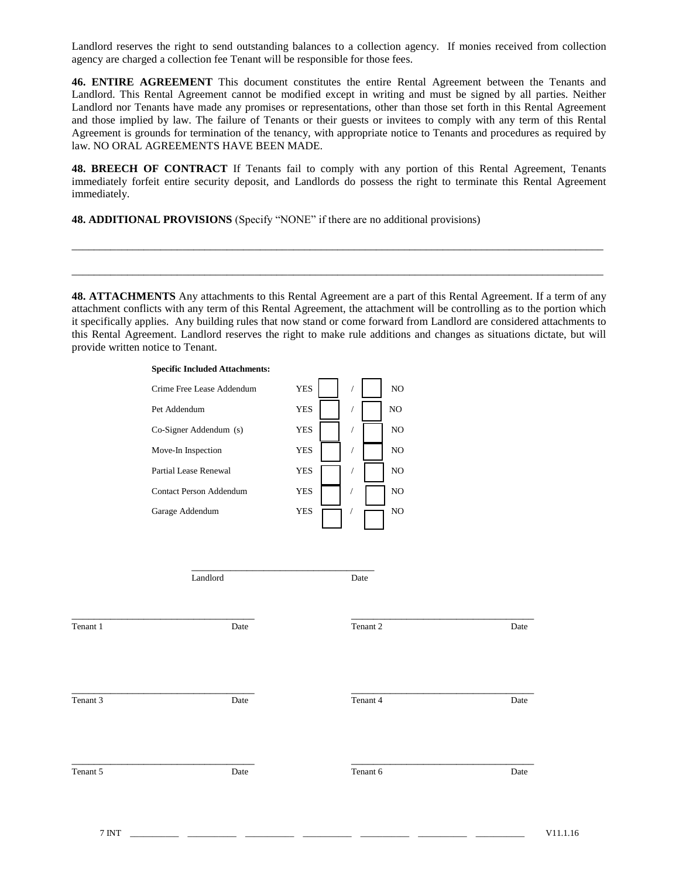Landlord reserves the right to send outstanding balances to a collection agency. If monies received from collection agency are charged a collection fee Tenant will be responsible for those fees.

**46. ENTIRE AGREEMENT** This document constitutes the entire Rental Agreement between the Tenants and Landlord. This Rental Agreement cannot be modified except in writing and must be signed by all parties. Neither Landlord nor Tenants have made any promises or representations, other than those set forth in this Rental Agreement and those implied by law. The failure of Tenants or their guests or invitees to comply with any term of this Rental Agreement is grounds for termination of the tenancy, with appropriate notice to Tenants and procedures as required by law. NO ORAL AGREEMENTS HAVE BEEN MADE.

**48. BREECH OF CONTRACT** If Tenants fail to comply with any portion of this Rental Agreement, Tenants immediately forfeit entire security deposit, and Landlords do possess the right to terminate this Rental Agreement immediately.

**48. ADDITIONAL PROVISIONS** (Specify "NONE" if there are no additional provisions)

_______________________________________________________________________________________________

_______________________________________________________________________________________________

**48. ATTACHMENTS** Any attachments to this Rental Agreement are a part of this Rental Agreement. If a term of any attachment conflicts with any term of this Rental Agreement, the attachment will be controlling as to the portion which it specifically applies. Any building rules that now stand or come forward from Landlord are considered attachments to this Rental Agreement. Landlord reserves the right to make rule additions and changes as situations dictate, but will provide written notice to Tenant.

**Specific Included Attachments:**

| | | | | | |
|---|---|---|---|---|---|
| Crime Free Lease Addendum | YES | ☐ | / | ☐ | NO |
| Pet Addendum | YES | ☐ | / | ☐ | NO |
| Co-Signer Addendum (s) | YES | ☐ | / | ☐ | NO |
| Move-In Inspection | YES | ☐ | / | ☐ | NO |
| Partial Lease Renewal | YES | ☐ | / | ☐ | NO |
| Contact Person Addendum | YES | ☐ | / | ☐ | NO |
| Garage Addendum | YES | ☐ | / | ☐ | NO |

_____________________________________
Landlord                    Date

_____________________________________          _____________________________________
Tenant 1                    Date          Tenant 2                    Date

_____________________________________          _____________________________________
Tenant 3                    Date          Tenant 4                    Date

_____________________________________          _____________________________________
Tenant 5                    Date          Tenant 6                    Date

INT __________ __________ __________ __________ __________ __________ __________

V11.1.16